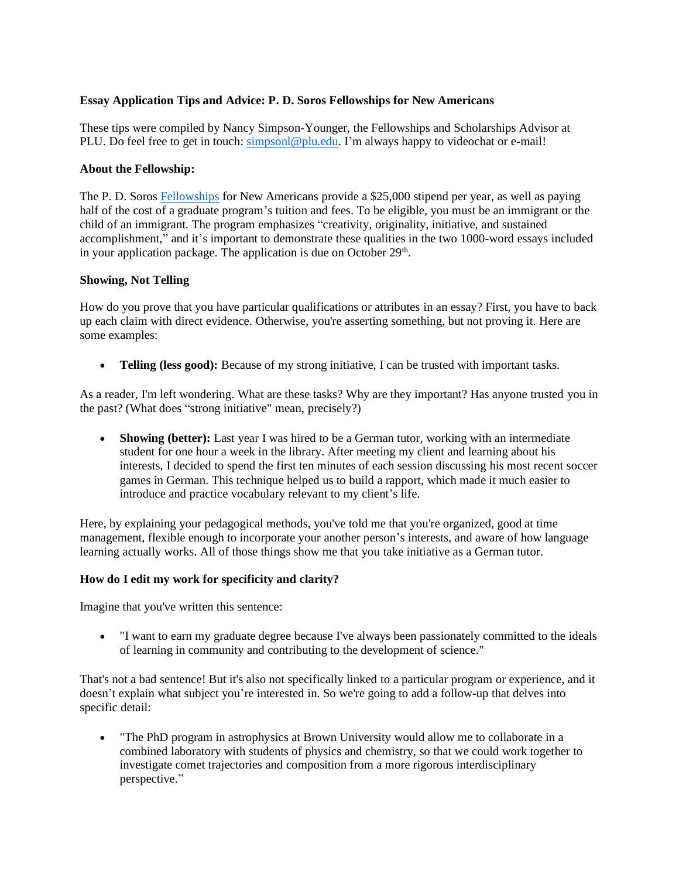**Essay Application Tips and Advice: P. D. Soros Fellowships for New Americans**

These tips were compiled by Nancy Simpson-Younger, the Fellowships and Scholarships Advisor at PLU. Do feel free to get in touch: [simpsonl@plu.edu](mailto:simpsonl@plu.edu). I'm always happy to videochat or e-mail!

**About the Fellowship:**

The P. D. Soros [Fellowships](#) for New Americans provide a $25,000 stipend per year, as well as paying half of the cost of a graduate program's tuition and fees. To be eligible, you must be an immigrant or the child of an immigrant. The program emphasizes "creativity, originality, initiative, and sustained accomplishment," and it's important to demonstrate these qualities in the two 1000-word essays included in your application package. The application is due on October 29th.

**Showing, Not Telling**

How do you prove that you have particular qualifications or attributes in an essay? First, you have to back up each claim with direct evidence. Otherwise, you're asserting something, but not proving it. Here are some examples:

- **Telling (less good):** Because of my strong initiative, I can be trusted with important tasks.

As a reader, I'm left wondering. What are these tasks? Why are they important? Has anyone trusted you in the past? (What does "strong initiative" mean, precisely?)

- **Showing (better):** Last year I was hired to be a German tutor, working with an intermediate student for one hour a week in the library. After meeting my client and learning about his interests, I decided to spend the first ten minutes of each session discussing his most recent soccer games in German. This technique helped us to build a rapport, which made it much easier to introduce and practice vocabulary relevant to my client's life.

Here, by explaining your pedagogical methods, you've told me that you're organized, good at time management, flexible enough to incorporate your another person's interests, and aware of how language learning actually works. All of those things show me that you take initiative as a German tutor.

**How do I edit my work for specificity and clarity?**

Imagine that you've written this sentence:

- "I want to earn my graduate degree because I've always been passionately committed to the ideals of learning in community and contributing to the development of science."

That's not a bad sentence! But it's also not specifically linked to a particular program or experience, and it doesn't explain what subject you're interested in. So we're going to add a follow-up that delves into specific detail:

- "The PhD program in astrophysics at Brown University would allow me to collaborate in a combined laboratory with students of physics and chemistry, so that we could work together to investigate comet trajectories and composition from a more rigorous interdisciplinary perspective."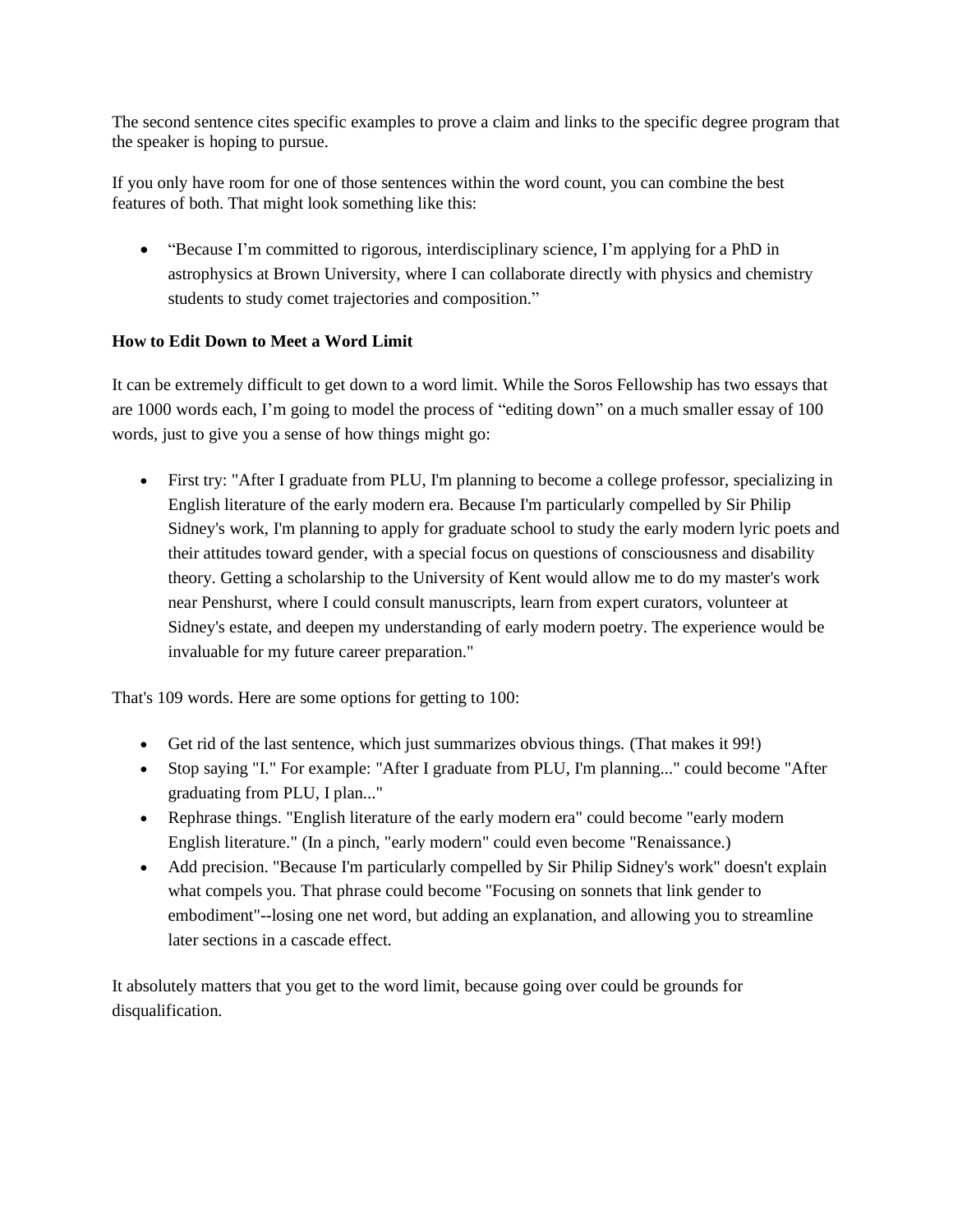The second sentence cites specific examples to prove a claim and links to the specific degree program that the speaker is hoping to pursue.

If you only have room for one of those sentences within the word count, you can combine the best features of both. That might look something like this:

- "Because I'm committed to rigorous, interdisciplinary science, I'm applying for a PhD in astrophysics at Brown University, where I can collaborate directly with physics and chemistry students to study comet trajectories and composition."

**How to Edit Down to Meet a Word Limit**

It can be extremely difficult to get down to a word limit. While the Soros Fellowship has two essays that are 1000 words each, I'm going to model the process of "editing down" on a much smaller essay of 100 words, just to give you a sense of how things might go:

- First try: "After I graduate from PLU, I'm planning to become a college professor, specializing in English literature of the early modern era. Because I'm particularly compelled by Sir Philip Sidney's work, I'm planning to apply for graduate school to study the early modern lyric poets and their attitudes toward gender, with a special focus on questions of consciousness and disability theory. Getting a scholarship to the University of Kent would allow me to do my master's work near Penshurst, where I could consult manuscripts, learn from expert curators, volunteer at Sidney's estate, and deepen my understanding of early modern poetry. The experience would be invaluable for my future career preparation."

That's 109 words. Here are some options for getting to 100:

- Get rid of the last sentence, which just summarizes obvious things. (That makes it 99!)
- Stop saying "I." For example: "After I graduate from PLU, I'm planning..." could become "After graduating from PLU, I plan..."
- Rephrase things. "English literature of the early modern era" could become "early modern English literature." (In a pinch, "early modern" could even become "Renaissance.)
- Add precision. "Because I'm particularly compelled by Sir Philip Sidney's work" doesn't explain what compels you. That phrase could become "Focusing on sonnets that link gender to embodiment"--losing one net word, but adding an explanation, and allowing you to streamline later sections in a cascade effect.

It absolutely matters that you get to the word limit, because going over could be grounds for disqualification.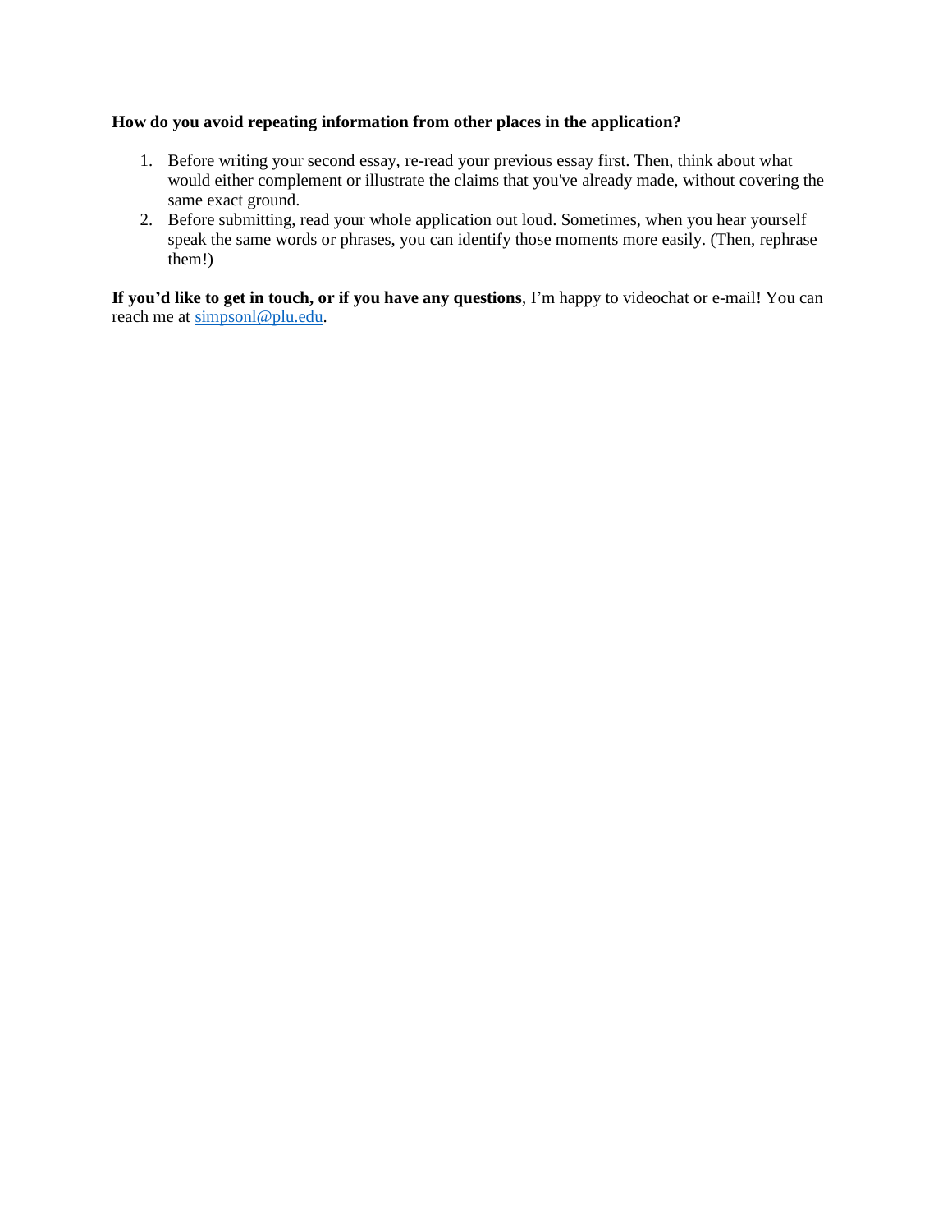**How do you avoid repeating information from other places in the application?**

1. Before writing your second essay, re-read your previous essay first. Then, think about what would either complement or illustrate the claims that you've already made, without covering the same exact ground.
2. Before submitting, read your whole application out loud. Sometimes, when you hear yourself speak the same words or phrases, you can identify those moments more easily. (Then, rephrase them!)

**If you'd like to get in touch, or if you have any questions**, I'm happy to videochat or e-mail! You can reach me at simpsonl@plu.edu.